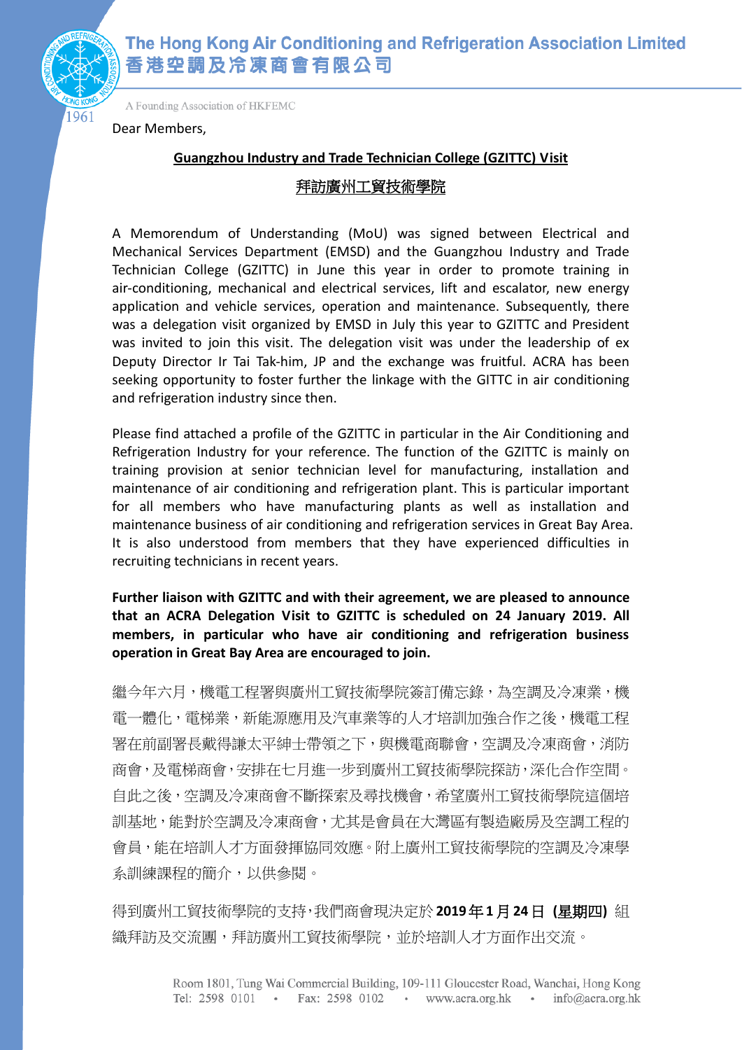# The Hong Kong Air Conditioning and Refrigeration Association Limited
# 香港空調及冷凍商會有限公司

A Founding Association of HKFEMC

Dear Members,

## Guangzhou Industry and Trade Technician College (GZITTC) Visit

## 拜訪廣州工貿技術學院

A Memorendum of Understanding (MoU) was signed between Electrical and Mechanical Services Department (EMSD) and the Guangzhou Industry and Trade Technician College (GZITTC) in June this year in order to promote training in air-conditioning, mechanical and electrical services, lift and escalator, new energy application and vehicle services, operation and maintenance. Subsequently, there was a delegation visit organized by EMSD in July this year to GZITTC and President was invited to join this visit. The delegation visit was under the leadership of ex Deputy Director Ir Tai Tak-him, JP and the exchange was fruitful. ACRA has been seeking opportunity to foster further the linkage with the GITTC in air conditioning and refrigeration industry since then.

Please find attached a profile of the GZITTC in particular in the Air Conditioning and Refrigeration Industry for your reference. The function of the GZITTC is mainly on training provision at senior technician level for manufacturing, installation and maintenance of air conditioning and refrigeration plant. This is particular important for all members who have manufacturing plants as well as installation and maintenance business of air conditioning and refrigeration services in Great Bay Area. It is also understood from members that they have experienced difficulties in recruiting technicians in recent years.

**Further liaison with GZITTC and with their agreement, we are pleased to announce that an ACRA Delegation Visit to GZITTC is scheduled on 24 January 2019. All members, in particular who have air conditioning and refrigeration business operation in Great Bay Area are encouraged to join.**

繼今年六月，機電工程署與廣州工貿技術學院簽訂備忘錄，為空調及冷凍業，機電一體化，電梯業，新能源應用及汽車業等的人才培訓加強合作之後，機電工程署在前副署長戴得謙太平紳士帶領之下，與機電商聯會，空調及冷凍商會，消防商會，及電梯商會，安排在七月進一步到廣州工貿技術學院探訪，深化合作空間。自此之後，空調及冷凍商會不斷探索及尋找機會，希望廣州工貿技術學院這個培訓基地，能對於空調及冷凍商會，尤其是會員在大灣區有製造廠房及空調工程的會員，能在培訓人才方面發揮協同效應。附上廣州工貿技術學院的空調及冷凍學系訓練課程的簡介，以供參閱。

得到廣州工貿技術學院的支持，我們商會現決定於 **2019 年 1 月 24 日 (星期四)** 組織拜訪及交流團，拜訪廣州工貿技術學院，並於培訓人才方面作出交流。

Room 1801, Tung Wai Commercial Building, 109-111 Gloucester Road, Wanchai, Hong Kong
Tel: 2598 0101 • Fax: 2598 0102 • www.acra.org.hk • info@acra.org.hk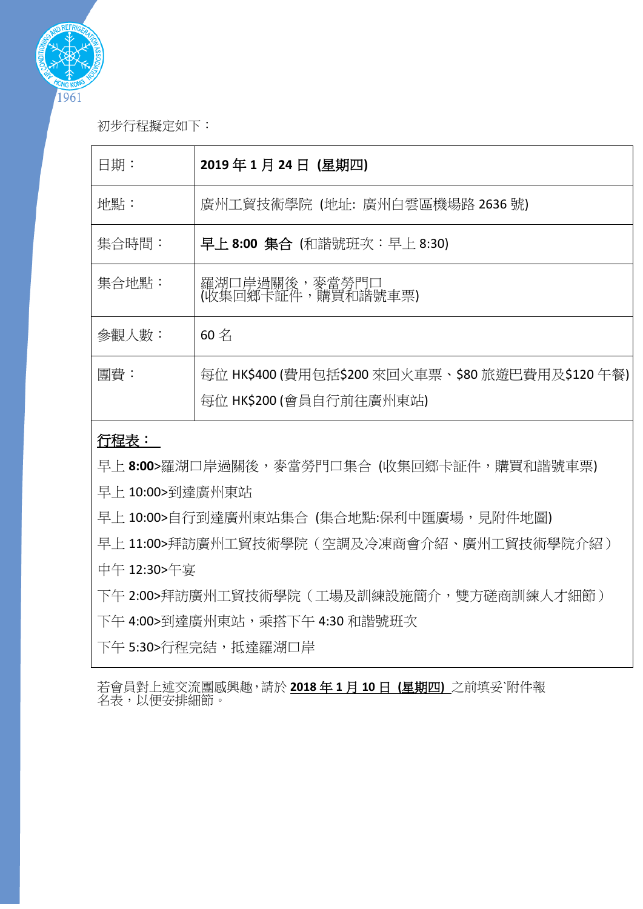初步行程擬定如下：

| 日期： | **2019 年 1 月 24 日 (星期四)** |
|---|---|
| 地點： | 廣州工貿技術學院 (地址: 廣州白雲區機場路 2636 號) |
| 集合時間： | **早上 8:00 集合** (和諧號班次：早上 8:30) |
| 集合地點： | 羅湖口岸過關後，麥當勞門口<br>(收集回鄉卡証件，購買和諧號車票) |
| 參觀人數： | 60 名 |
| 團費： | 每位 HK$400 (費用包括$200 來回火車票、$80 旅遊巴費用及$120 午餐)<br>每位 HK$200 (會員自行前往廣州東站) |

<u>行程表：</u>

早上 **8:00**>羅湖口岸過關後，麥當勞門口集合 (收集回鄉卡証件，購買和諧號車票)

早上 10:00>到達廣州東站

早上 10:00>自行到達廣州東站集合 (集合地點:保利中匯廣場，見附件地圖)

早上 11:00>拜訪廣州工貿技術學院（空調及冷凍商會介紹、廣州工貿技術學院介紹）

中午 12:30>午宴

下午 2:00>拜訪廣州工貿技術學院（工場及訓練設施簡介，雙方磋商訓練人才細節）

下午 4:00>到達廣州東站，乘搭下午 4:30 和諧號班次

下午 5:30>行程完結，抵達羅湖口岸

若會員對上述交流團感興趣，請於 **<u>2018 年 1 月 10 日 (星期四)</u>** 之前填妥附件報名表，以便安排細節。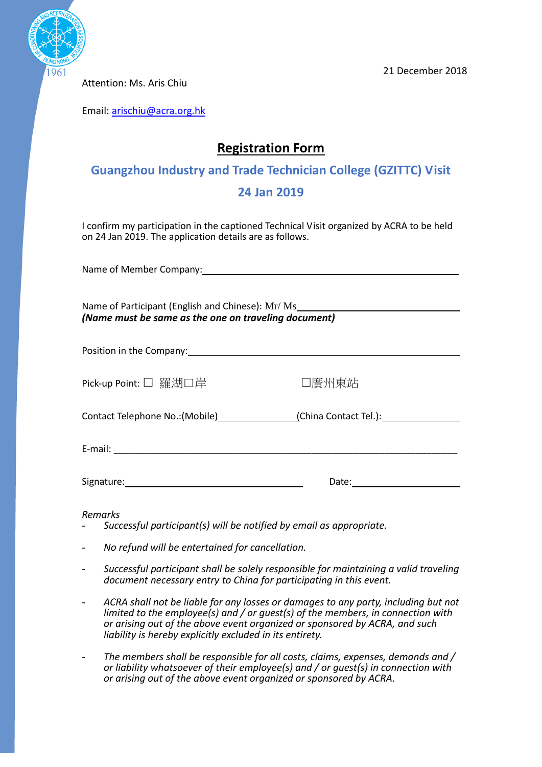21 December 2018

Attention: Ms. Aris Chiu

Email: arischiu@acra.org.hk

# Registration Form

## Guangzhou Industry and Trade Technician College (GZITTC) Visit

## 24 Jan 2019

I confirm my participation in the captioned Technical Visit organized by ACRA to be held on 24 Jan 2019. The application details are as follows.

Name of Member Company: ______________________________________________

Name of Participant (English and Chinese): Mr/ Ms______________________________
***(Name must be same as the one on traveling document)***

Position in the Company: ______________________________________________

Pick-up Point: ☐ 羅湖口岸　　　　☐廣州東站

Contact Telephone No.:(Mobile)______________(China Contact Tel.):______________

E-mail: ______________________________________________________________

Signature: ______________________________　　Date: ____________________

*Remarks*

- *Successful participant(s) will be notified by email as appropriate.*
- *No refund will be entertained for cancellation.*
- *Successful participant shall be solely responsible for maintaining a valid traveling document necessary entry to China for participating in this event.*
- *ACRA shall not be liable for any losses or damages to any party, including but not limited to the employee(s) and / or guest(s) of the members, in connection with or arising out of the above event organized or sponsored by ACRA, and such liability is hereby explicitly excluded in its entirety.*
- *The members shall be responsible for all costs, claims, expenses, demands and / or liability whatsoever of their employee(s) and / or guest(s) in connection with or arising out of the above event organized or sponsored by ACRA.*